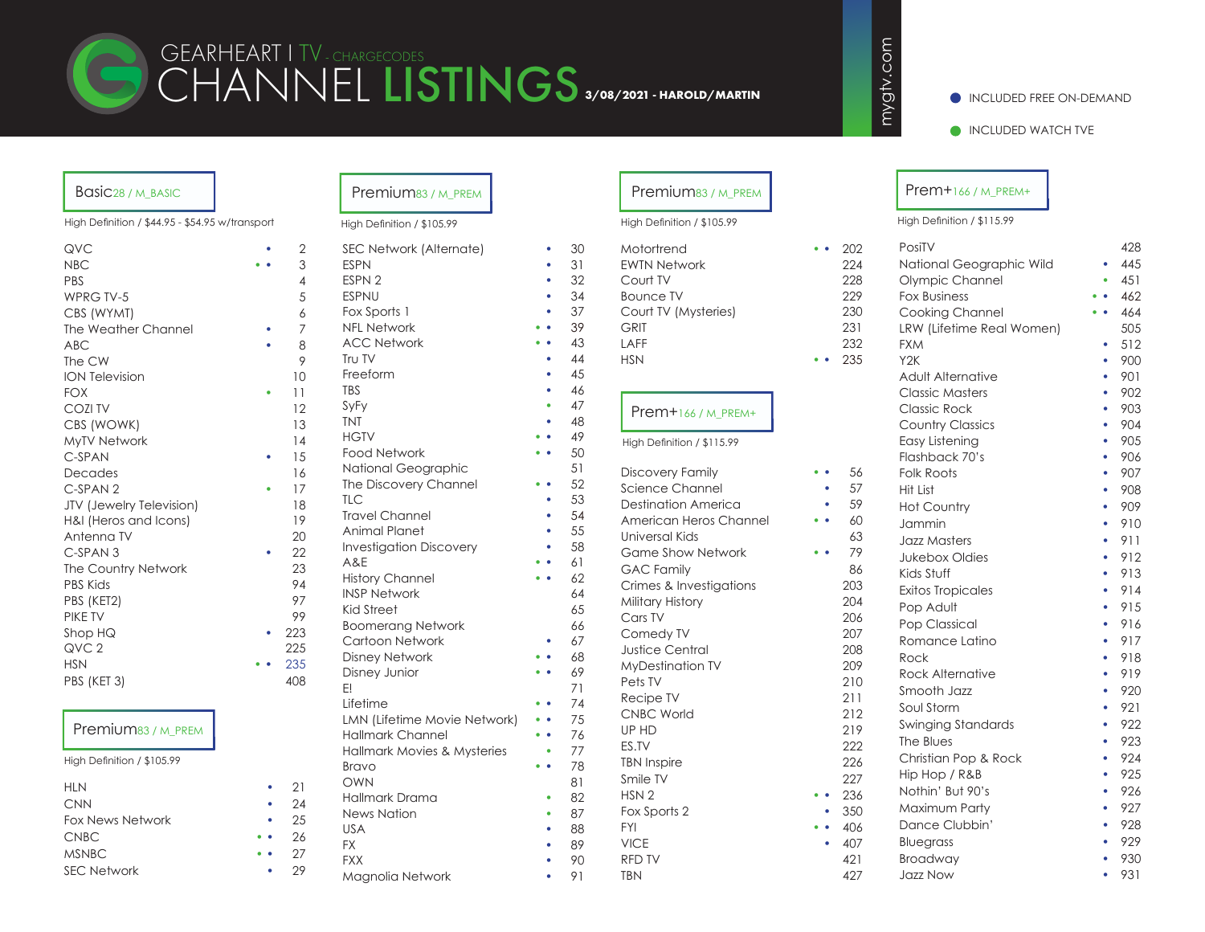# GEARHEART | TV - CHARGECODES

# CHANNEL LISTINGS **3/08/2021 - HAROLD/MARTIN**

mygtv.com

● INCLUDED FREE ON-DEMAND

● INCLUDED WATCH TVE

## Basic 28 / M_BASIC

High Definition / $44.95 - $54.95 w/transport

| Channel | | No. |
|---|---|---|
| QVC | • | 2 |
| NBC | • • | 3 |
| PBS | | 4 |
| WPRG TV-5 | | 5 |
| CBS (WYMT) | | 6 |
| The Weather Channel | • | 7 |
| ABC | • | 8 |
| The CW | | 9 |
| ION Television | | 10 |
| FOX | • | 11 |
| COZI TV | | 12 |
| CBS (WOWK) | | 13 |
| MyTV Network | | 14 |
| C-SPAN | • | 15 |
| Decades | | 16 |
| C-SPAN 2 | • | 17 |
| JTV (Jewelry Television) | | 18 |
| H&I (Heros and Icons) | | 19 |
| Antenna TV | | 20 |
| C-SPAN 3 | • | 22 |
| The Country Network | | 23 |
| PBS Kids | | 94 |
| PBS (KET2) | | 97 |
| PIKE TV | | 99 |
| Shop HQ | • | 223 |
| QVC 2 | | 225 |
| HSN | • • | 235 |
| PBS (KET 3) | | 408 |

## Premium 83 / M_PREM

High Definition / $105.99

| Channel | | No. |
|---|---|---|
| HLN | • | 21 |
| CNN | • | 24 |
| Fox News Network | • | 25 |
| CNBC | • • | 26 |
| MSNBC | • • | 27 |
| SEC Network | • | 29 |

## Premium 83 / M_PREM

High Definition / $105.99

| Channel | | No. |
|---|---|---|
| SEC Network (Alternate) | • | 30 |
| ESPN | • | 31 |
| ESPN 2 | • | 32 |
| ESPNU | • | 34 |
| Fox Sports 1 | • | 37 |
| NFL Network | • • | 39 |
| ACC Network | • • | 43 |
| Tru TV | • | 44 |
| Freeform | • | 45 |
| TBS | • | 46 |
| SyFy | • | 47 |
| TNT | • | 48 |
| HGTV | • • | 49 |
| Food Network | • • | 50 |
| National Geographic | | 51 |
| The Discovery Channel | • • | 52 |
| TLC | • | 53 |
| Travel Channel | • | 54 |
| Animal Planet | • | 55 |
| Investigation Discovery | • | 58 |
| A&E | • • | 61 |
| History Channel | • • | 62 |
| INSP Network | | 64 |
| Kid Street | | 65 |
| Boomerang Network | | 66 |
| Cartoon Network | • | 67 |
| Disney Network | • • | 68 |
| Disney Junior | • • | 69 |
| E! | | 71 |
| Lifetime | • • | 74 |
| LMN (Lifetime Movie Network) | • • | 75 |
| Hallmark Channel | • • | 76 |
| Hallmark Movies & Mysteries | • | 77 |
| Bravo | • • | 78 |
| OWN | | 81 |
| Hallmark Drama | • | 82 |
| News Nation | • | 87 |
| USA | • | 88 |
| FX | • | 89 |
| FXX | • | 90 |
| Magnolia Network | • | 91 |

## Premium 83 / M_PREM

High Definition / $105.99

| Channel | | No. |
|---|---|---|
| Motortrend | • • | 202 |
| EWTN Network | | 224 |
| Court TV | | 228 |
| Bounce TV | | 229 |
| Court TV (Mysteries) | | 230 |
| GRIT | | 231 |
| LAFF | | 232 |
| HSN | • • | 235 |

## Prem+ 166 / M_PREM+

High Definition / $115.99

| Channel | | No. |
|---|---|---|
| Discovery Family | • • | 56 |
| Science Channel | • | 57 |
| Destination America | • | 59 |
| American Heros Channel | • • | 60 |
| Universal Kids | | 63 |
| Game Show Network | • • | 79 |
| GAC Family | | 86 |
| Crimes & Investigations | | 203 |
| Military History | | 204 |
| Cars TV | | 206 |
| Comedy TV | | 207 |
| Justice Central | | 208 |
| MyDestination TV | | 209 |
| Pets TV | | 210 |
| Recipe TV | | 211 |
| CNBC World | | 212 |
| UP HD | | 219 |
| ES.TV | | 222 |
| TBN Inspire | | 226 |
| Smile TV | | 227 |
| HSN 2 | • • | 236 |
| Fox Sports 2 | • | 350 |
| FYI | • • | 406 |
| VICE | • | 407 |
| RFD TV | | 421 |
| TBN | | 427 |

## Prem+ 166 / M_PREM+

High Definition / $115.99

| Channel | | No. |
|---|---|---|
| PosiTV | | 428 |
| National Geographic Wild | • | 445 |
| Olympic Channel | • | 451 |
| Fox Business | • • | 462 |
| Cooking Channel | • • | 464 |
| LRW (Lifetime Real Women) | | 505 |
| FXM | • | 512 |
| Y2K | • | 900 |
| Adult Alternative | • | 901 |
| Classic Masters | • | 902 |
| Classic Rock | • | 903 |
| Country Classics | • | 904 |
| Easy Listening | • | 905 |
| Flashback 70's | • | 906 |
| Folk Roots | • | 907 |
| Hit List | • | 908 |
| Hot Country | • | 909 |
| Jammin | • | 910 |
| Jazz Masters | • | 911 |
| Jukebox Oldies | • | 912 |
| Kids Stuff | • | 913 |
| Exitos Tropicales | • | 914 |
| Pop Adult | • | 915 |
| Pop Classical | • | 916 |
| Romance Latino | • | 917 |
| Rock | • | 918 |
| Rock Alternative | • | 919 |
| Smooth Jazz | • | 920 |
| Soul Storm | • | 921 |
| Swinging Standards | • | 922 |
| The Blues | • | 923 |
| Christian Pop & Rock | • | 924 |
| Hip Hop / R&B | • | 925 |
| Nothin' But 90's | • | 926 |
| Maximum Party | • | 927 |
| Dance Clubbin' | • | 928 |
| Bluegrass | • | 929 |
| Broadway | • | 930 |
| Jazz Now | • | 931 |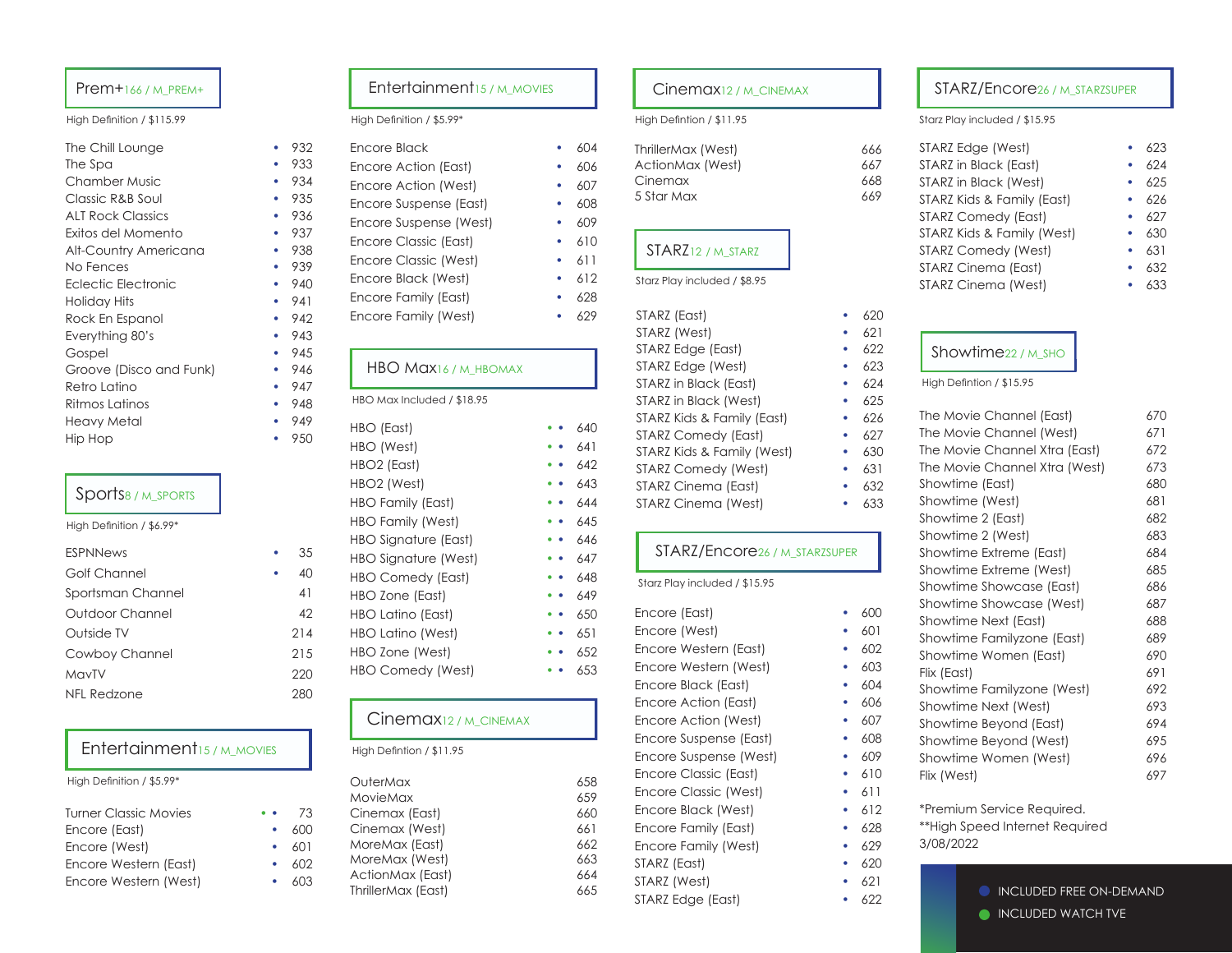## Prem+ 166 / M_PREM+

High Definition / $115.99

| | | |
|---|---|---|
| The Chill Lounge | • | 932 |
| The Spa | • | 933 |
| Chamber Music | • | 934 |
| Classic R&B Soul | • | 935 |
| ALT Rock Classics | • | 936 |
| Exitos del Momento | • | 937 |
| Alt-Country Americana | • | 938 |
| No Fences | • | 939 |
| Eclectic Electronic | • | 940 |
| Holiday Hits | • | 941 |
| Rock En Espanol | • | 942 |
| Everything 80's | • | 943 |
| Gospel | • | 945 |
| Groove (Disco and Funk) | • | 946 |
| Retro Latino | • | 947 |
| Ritmos Latinos | • | 948 |
| Heavy Metal | • | 949 |
| Hip Hop | • | 950 |

## Sports 8 / M_SPORTS

High Definition / $6.99*

| | | |
|---|---|---|
| ESPNNews | • | 35 |
| Golf Channel | • | 40 |
| Sportsman Channel | | 41 |
| Outdoor Channel | | 42 |
| Outside TV | | 214 |
| Cowboy Channel | | 215 |
| MavTV | | 220 |
| NFL Redzone | | 280 |

## Entertainment 15 / M_MOVIES

High Definition / $5.99*

| | | |
|---|---|---|
| Turner Classic Movies | • • | 73 |
| Encore (East) | • | 600 |
| Encore (West) | • | 601 |
| Encore Western (East) | • | 602 |
| Encore Western (West) | • | 603 |
| Encore Black | • | 604 |
| Encore Action (East) | • | 606 |
| Encore Action (West) | • | 607 |
| Encore Suspense (East) | • | 608 |
| Encore Suspense (West) | • | 609 |
| Encore Classic (East) | • | 610 |
| Encore Classic (West) | • | 611 |
| Encore Black (West) | • | 612 |
| Encore Family (East) | • | 628 |
| Encore Family (West) | • | 629 |

## HBO Max 16 / M_HBOMAX

HBO Max Included / $18.95

| | | |
|---|---|---|
| HBO (East) | • • | 640 |
| HBO (West) | • • | 641 |
| HBO2 (East) | • • | 642 |
| HBO2 (West) | • • | 643 |
| HBO Family (East) | • • | 644 |
| HBO Family (West) | • • | 645 |
| HBO Signature (East) | • • | 646 |
| HBO Signature (West) | • • | 647 |
| HBO Comedy (East) | • • | 648 |
| HBO Zone (East) | • • | 649 |
| HBO Latino (East) | • • | 650 |
| HBO Latino (West) | • • | 651 |
| HBO Zone (West) | • • | 652 |
| HBO Comedy (West) | • • | 653 |

## Cinemax 12 / M_CINEMAX

High Defintion / $11.95

| | |
|---|---|
| OuterMax | 658 |
| MovieMax | 659 |
| Cinemax (East) | 660 |
| Cinemax (West) | 661 |
| MoreMax (East) | 662 |
| MoreMax (West) | 663 |
| ActionMax (East) | 664 |
| ThrillerMax (East) | 665 |
| ThrillerMax (West) | 666 |
| ActionMax (West) | 667 |
| Cinemax | 668 |
| 5 Star Max | 669 |

## STARZ 12 / M_STARZ

Starz Play included / $8.95

| | | |
|---|---|---|
| STARZ (East) | • | 620 |
| STARZ (West) | • | 621 |
| STARZ Edge (East) | • | 622 |
| STARZ Edge (West) | • | 623 |
| STARZ in Black (East) | • | 624 |
| STARZ in Black (West) | • | 625 |
| STARZ Kids & Family (East) | • | 626 |
| STARZ Comedy (East) | • | 627 |
| STARZ Kids & Family (West) | • | 630 |
| STARZ Comedy (West) | • | 631 |
| STARZ Cinema (East) | • | 632 |
| STARZ Cinema (West) | • | 633 |

## STARZ/Encore 26 / M_STARZSUPER

Starz Play included / $15.95

| | | |
|---|---|---|
| Encore (East) | • | 600 |
| Encore (West) | • | 601 |
| Encore Western (East) | • | 602 |
| Encore Western (West) | • | 603 |
| Encore Black (East) | • | 604 |
| Encore Action (East) | • | 606 |
| Encore Action (West) | • | 607 |
| Encore Suspense (East) | • | 608 |
| Encore Suspense (West) | • | 609 |
| Encore Classic (East) | • | 610 |
| Encore Classic (West) | • | 611 |
| Encore Black (West) | • | 612 |
| Encore Family (East) | • | 628 |
| Encore Family (West) | • | 629 |
| STARZ (East) | • | 620 |
| STARZ (West) | • | 621 |
| STARZ Edge (East) | • | 622 |
| STARZ Edge (West) | • | 623 |
| STARZ in Black (East) | • | 624 |
| STARZ in Black (West) | • | 625 |
| STARZ Kids & Family (East) | • | 626 |
| STARZ Comedy (East) | • | 627 |
| STARZ Kids & Family (West) | • | 630 |
| STARZ Comedy (West) | • | 631 |
| STARZ Cinema (East) | • | 632 |
| STARZ Cinema (West) | • | 633 |

## Showtime 22 / M_SHO

High Defintion / $15.95

| | |
|---|---|
| The Movie Channel (East) | 670 |
| The Movie Channel (West) | 671 |
| The Movie Channel Xtra (East) | 672 |
| The Movie Channel Xtra (West) | 673 |
| Showtime (East) | 680 |
| Showtime (West) | 681 |
| Showtime 2 (East) | 682 |
| Showtime 2 (West) | 683 |
| Showtime Extreme (East) | 684 |
| Showtime Extreme (West) | 685 |
| Showtime Showcase (East) | 686 |
| Showtime Showcase (West) | 687 |
| Showtime Next (East) | 688 |
| Showtime Familyzone (East) | 689 |
| Showtime Women (East) | 690 |
| Flix (East) | 691 |
| Showtime Familyzone (West) | 692 |
| Showtime Next (West) | 693 |
| Showtime Beyond (East) | 694 |
| Showtime Beyond (West) | 695 |
| Showtime Women (West) | 696 |
| Flix (West) | 697 |

*Premium Service Required.
**High Speed Internet Required
3/08/2022

- ● (blue) INCLUDED FREE ON-DEMAND
- ● (green) INCLUDED WATCH TVE